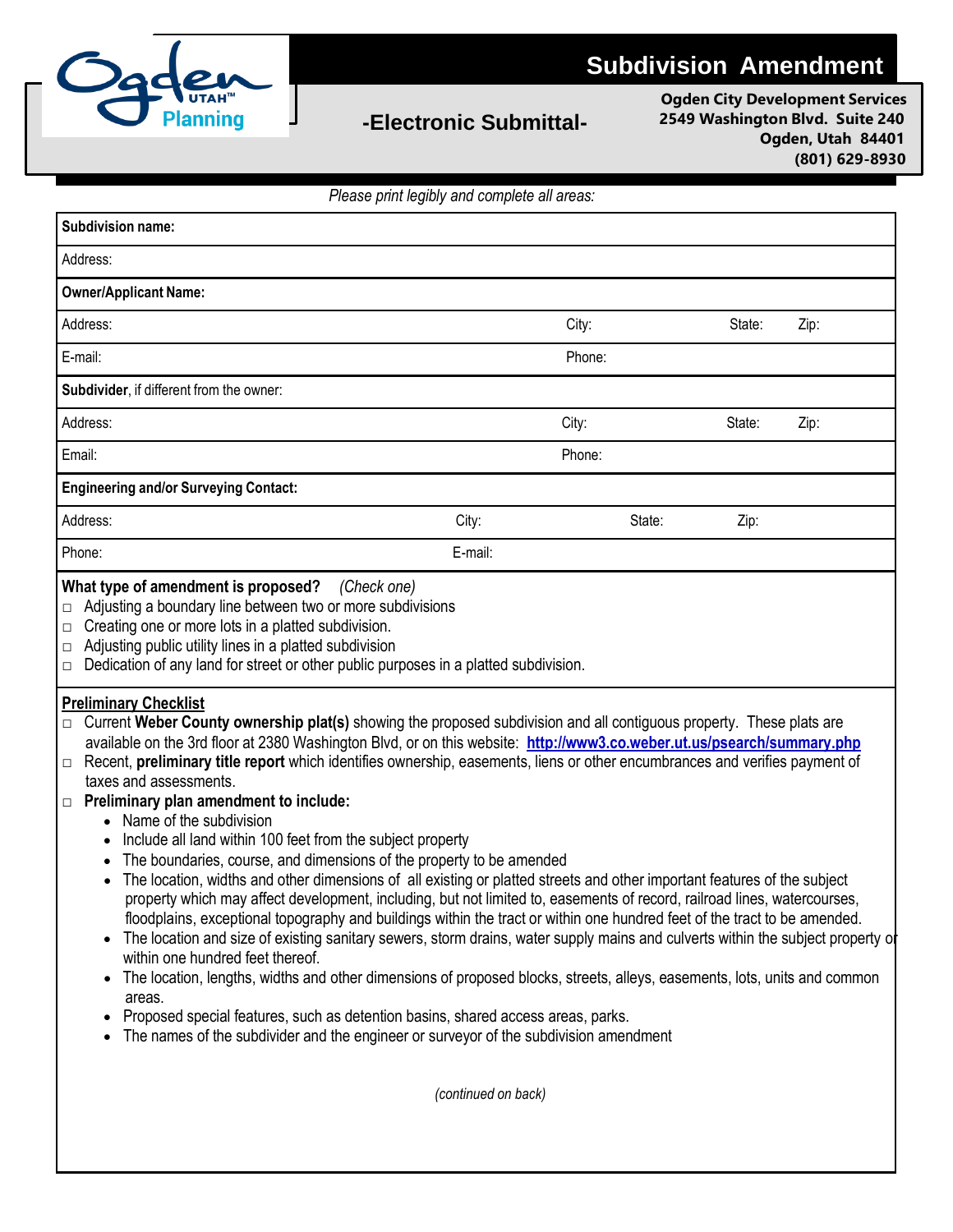Ogden UTAH™ Planning

# Subdivision Amendment

## -Electronic Submittal-

**Ogden City Development Services**
**2549 Washington Blvd. Suite 240**
**Ogden, Utah 84401**
**(801) 629-8930**

*Please print legibly and complete all areas:*

| | | | | |
|---|---|---|---|---|
| **Subdivision name:** | | | | |
| Address: | | | | |
| **Owner/Applicant Name:** | | | | |
| Address: | City: | | State: | Zip: |
| E-mail: | Phone: | | | |
| **Subdivider**, if different from the owner: | | | | |
| Address: | City: | | State: | Zip: |
| Email: | Phone: | | | |
| **Engineering and/or Surveying Contact:** | | | | |
| Address: | City: | State: | Zip: | |
| Phone: | E-mail: | | | |

**What type of amendment is proposed?** *(Check one)*

- □ Adjusting a boundary line between two or more subdivisions
- □ Creating one or more lots in a platted subdivision.
- □ Adjusting public utility lines in a platted subdivision
- □ Dedication of any land for street or other public purposes in a platted subdivision.

**Preliminary Checklist**

- □ Current **Weber County ownership plat(s)** showing the proposed subdivision and all contiguous property. These plats are available on the 3rd floor at 2380 Washington Blvd, or on this website: **http://www3.co.weber.ut.us/psearch/summary.php**
- □ Recent, **preliminary title report** which identifies ownership, easements, liens or other encumbrances and verifies payment of taxes and assessments.
- □ **Preliminary plan amendment to include:**
  - Name of the subdivision
  - Include all land within 100 feet from the subject property
  - The boundaries, course, and dimensions of the property to be amended
  - The location, widths and other dimensions of all existing or platted streets and other important features of the subject property which may affect development, including, but not limited to, easements of record, railroad lines, watercourses, floodplains, exceptional topography and buildings within the tract or within one hundred feet of the tract to be amended.
  - The location and size of existing sanitary sewers, storm drains, water supply mains and culverts within the subject property or within one hundred feet thereof.
  - The location, lengths, widths and other dimensions of proposed blocks, streets, alleys, easements, lots, units and common areas.
  - Proposed special features, such as detention basins, shared access areas, parks.
  - The names of the subdivider and the engineer or surveyor of the subdivision amendment

*(continued on back)*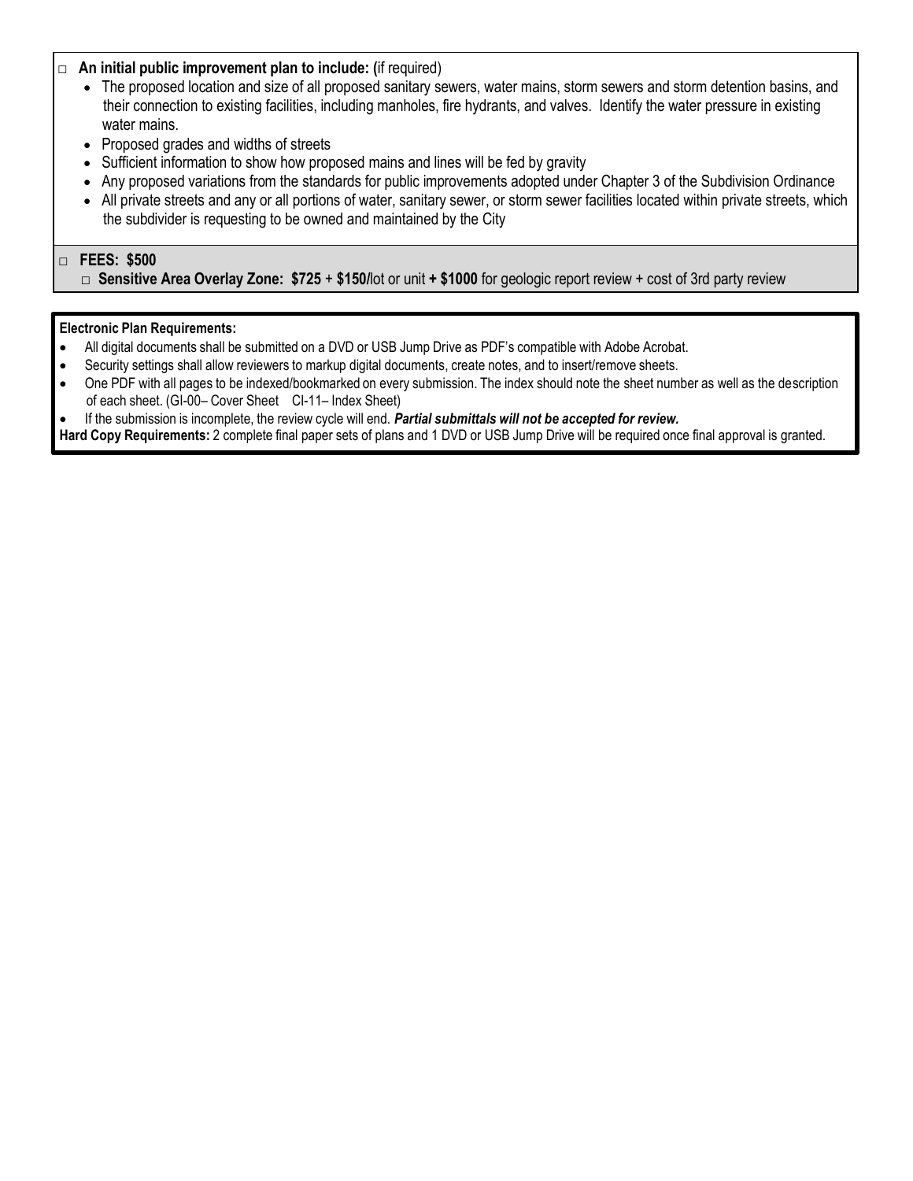□ **An initial public improvement plan to include: (**if required)

- The proposed location and size of all proposed sanitary sewers, water mains, storm sewers and storm detention basins, and their connection to existing facilities, including manholes, fire hydrants, and valves. Identify the water pressure in existing water mains.
- Proposed grades and widths of streets
- Sufficient information to show how proposed mains and lines will be fed by gravity
- Any proposed variations from the standards for public improvements adopted under Chapter 3 of the Subdivision Ordinance
- All private streets and any or all portions of water, sanitary sewer, or storm sewer facilities located within private streets, which the subdivider is requesting to be owned and maintained by the City

□ **FEES: $500**

□ **Sensitive Area Overlay Zone: $725** + **$150/**lot or unit **+ $1000** for geologic report review + cost of 3rd party review

**Electronic Plan Requirements:**

- All digital documents shall be submitted on a DVD or USB Jump Drive as PDF's compatible with Adobe Acrobat.
- Security settings shall allow reviewers to markup digital documents, create notes, and to insert/remove sheets.
- One PDF with all pages to be indexed/bookmarked on every submission. The index should note the sheet number as well as the description of each sheet. (GI-00– Cover Sheet CI-11– Index Sheet)
- If the submission is incomplete, the review cycle will end. ***Partial submittals will not be accepted for review.***

**Hard Copy Requirements:** 2 complete final paper sets of plans and 1 DVD or USB Jump Drive will be required once final approval is granted.